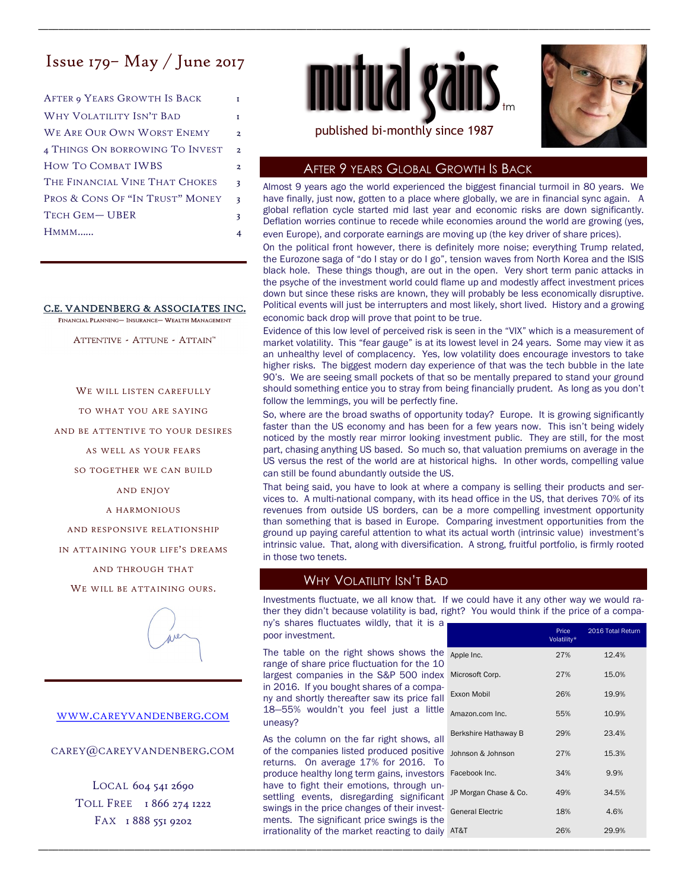# Issue 179– May / June 2017

| | |
|---|---|
| After 9 Years Growth Is Back | 1 |
| Why Volatility Isn't Bad | 1 |
| We Are Our Own Worst Enemy | 2 |
| 4 Things On borrowing To Invest | 2 |
| How To Combat IWBS | 2 |
| The Financial Vine That Chokes | 3 |
| Pros & Cons Of "In Trust" Money | 3 |
| Tech Gem— UBER | 3 |
| Hmmm…… | 4 |

**C.E. VANDENBERG & ASSOCIATES INC.**

Financial Planning— Insurance— Wealth Management

Attentive - Attune - Attain™

We will listen carefully
to what you are saying
and be attentive to your desires
as well as your fears
so together we can build
and enjoy
a harmonious
and responsive relationship
in attaining your life's dreams
and through that
We will be attaining ours.

WWW.CAREYVANDENBERG.COM

CAREY@CAREYVANDENBERG.COM

Local 604 541 2690
Toll Free 1 866 274 1222
Fax 1 888 551 9202

# mutual gains™

published bi-monthly since 1987

## After 9 years Global Growth Is Back

Almost 9 years ago the world experienced the biggest financial turmoil in 80 years. We have finally, just now, gotten to a place where globally, we are in financial sync again. A global reflation cycle started mid last year and economic risks are down significantly. Deflation worries continue to recede while economies around the world are growing (yes, even Europe), and corporate earnings are moving up (the key driver of share prices).

On the political front however, there is definitely more noise; everything Trump related, the Eurozone saga of "do I stay or do I go", tension waves from North Korea and the ISIS black hole. These things though, are out in the open. Very short term panic attacks in the psyche of the investment world could flame up and modestly affect investment prices down but since these risks are known, they will probably be less economically disruptive. Political events will just be interrupters and most likely, short lived. History and a growing economic back drop will prove that point to be true.

Evidence of this low level of perceived risk is seen in the "VIX" which is a measurement of market volatility. This "fear gauge" is at its lowest level in 24 years. Some may view it as an unhealthy level of complacency. Yes, low volatility does encourage investors to take higher risks. The biggest modern day experience of that was the tech bubble in the late 90's. We are seeing small pockets of that so be mentally prepared to stand your ground should something entice you to stray from being financially prudent. As long as you don't follow the lemmings, you will be perfectly fine.

So, where are the broad swaths of opportunity today? Europe. It is growing significantly faster than the US economy and has been for a few years now. This isn't being widely noticed by the mostly rear mirror looking investment public. They are still, for the most part, chasing anything US based. So much so, that valuation premiums on average in the US versus the rest of the world are at historical highs. In other words, compelling value can still be found abundantly outside the US.

That being said, you have to look at where a company is selling their products and services to. A multi-national company, with its head office in the US, that derives 70% of its revenues from outside US borders, can be a more compelling investment opportunity than something that is based in Europe. Comparing investment opportunities from the ground up paying careful attention to what its actual worth (intrinsic value) investment's intrinsic value. That, along with diversification. A strong, fruitful portfolio, is firmly rooted in those two tenets.

## Why Volatility Isn't Bad

Investments fluctuate, we all know that. If we could have it any other way we would rather they didn't because volatility is bad, right? You would think if the price of a company's shares fluctuates wildly, that it is a poor investment.

The table on the right shows shows the range of share price fluctuation for the 10 largest companies in the S&P 500 index in 2016. If you bought shares of a company and shortly thereafter saw its price fall 18—55% wouldn't you feel just a little uneasy?

| | Price Volatility* | 2016 Total Return |
|---|---|---|
| Apple Inc. | 27% | 12.4% |
| Microsoft Corp. | 27% | 15.0% |
| Exxon Mobil | 26% | 19.9% |
| Amazon.com Inc. | 55% | 10.9% |
| Berkshire Hathaway B | 29% | 23.4% |
| Johnson & Johnson | 27% | 15.3% |
| Facebook Inc. | 34% | 9.9% |
| JP Morgan Chase & Co. | 49% | 34.5% |
| General Electric | 18% | 4.6% |
| AT&T | 26% | 29.9% |

As the column on the far right shows, all of the companies listed produced positive returns. On average 17% for 2016. To produce healthy long term gains, investors have to fight their emotions, through unsettling events, disregarding significant swings in the price changes of their investments. The significant price swings is the irrationality of the market reacting to daily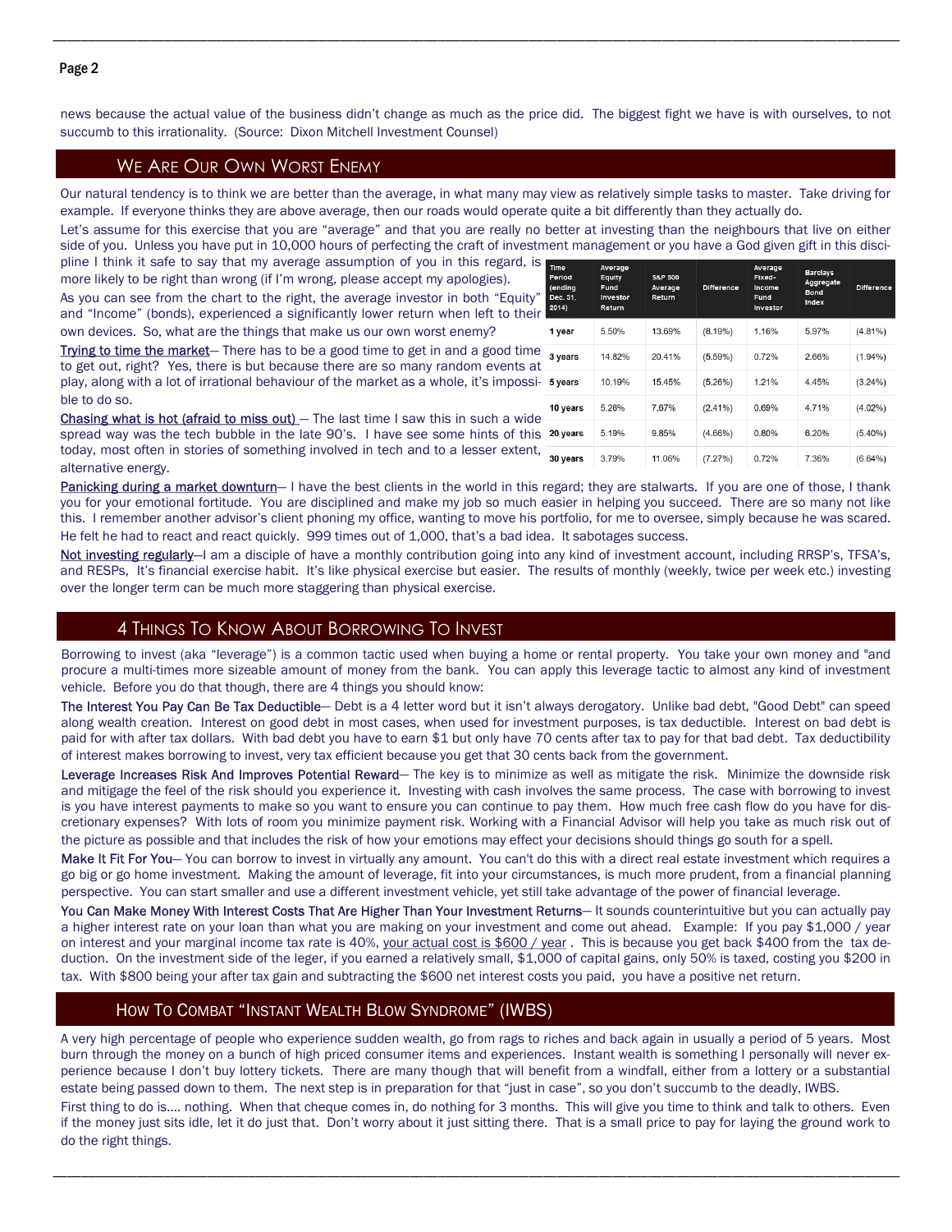news because the actual value of the business didn't change as much as the price did. The biggest fight we have is with ourselves, to not succumb to this irrationality. (Source: Dixon Mitchell Investment Counsel)

## We Are Our Own Worst Enemy

Our natural tendency is to think we are better than the average, in what many may view as relatively simple tasks to master. Take driving for example. If everyone thinks they are above average, then our roads would operate quite a bit differently than they actually do.

Let's assume for this exercise that you are "average" and that you are really no better at investing than the neighbours that live on either side of you. Unless you have put in 10,000 hours of perfecting the craft of investment management or you have a God given gift in this discipline I think it safe to say that my average assumption of you in this regard, is more likely to be right than wrong (if I'm wrong, please accept my apologies).

| Time Period (ending Dec. 31, 2014) | Average Equity Fund Investor Return | S&P 500 Average Return | Difference | Average Fixed-Income Fund Investor | Barclays Aggregate Bond Index | Difference |
|---|---|---|---|---|---|---|
| 1 year | 5.50% | 13.69% | (8.19%) | 1.16% | 5.97% | (4.81%) |
| 3 years | 14.82% | 20.41% | (5.59%) | 0.72% | 2.66% | (1.94%) |
| 5 years | 10.19% | 15.45% | (5.26%) | 1.21% | 4.45% | (3.24%) |
| 10 years | 5.26% | 7.67% | (2.41%) | 0.69% | 4.71% | (4.02%) |
| 20 years | 5.19% | 9.85% | (4.66%) | 0.80% | 6.20% | (5.40%) |
| 30 years | 3.79% | 11.06% | (7.27%) | 0.72% | 7.36% | (6.64%) |

As you can see from the chart to the right, the average investor in both "Equity" and "Income" (bonds), experienced a significantly lower return when left to their own devices. So, what are the things that make us our own worst enemy?

Trying to time the market— There has to be a good time to get in and a good time to get out, right? Yes, there is but because there are so many random events at play, along with a lot of irrational behaviour of the market as a whole, it's impossible to do so.

Chasing what is hot (afraid to miss out) — The last time I saw this in such a wide spread way was the tech bubble in the late 90's. I have see some hints of this today, most often in stories of something involved in tech and to a lesser extent, alternative energy.

Panicking during a market downturn— I have the best clients in the world in this regard; they are stalwarts. If you are one of those, I thank you for your emotional fortitude. You are disciplined and make my job so much easier in helping you succeed. There are so many not like this. I remember another advisor's client phoning my office, wanting to move his portfolio, for me to oversee, simply because he was scared. He felt he had to react and react quickly. 999 times out of 1,000, that's a bad idea. It sabotages success.

Not investing regularly—I am a disciple of have a monthly contribution going into any kind of investment account, including RRSP's, TFSA's, and RESPs, It's financial exercise habit. It's like physical exercise but easier. The results of monthly (weekly, twice per week etc.) investing over the longer term can be much more staggering than physical exercise.

## 4 Things To Know About Borrowing To Invest

Borrowing to invest (aka "leverage") is a common tactic used when buying a home or rental property. You take your own money and "and procure a multi-times more sizeable amount of money from the bank. You can apply this leverage tactic to almost any kind of investment vehicle. Before you do that though, there are 4 things you should know:

**The Interest You Pay Can Be Tax Deductible**— Debt is a 4 letter word but it isn't always derogatory. Unlike bad debt, "Good Debt" can speed along wealth creation. Interest on good debt in most cases, when used for investment purposes, is tax deductible. Interest on bad debt is paid for with after tax dollars. With bad debt you have to earn $1 but only have 70 cents after tax to pay for that bad debt. Tax deductibility of interest makes borrowing to invest, very tax efficient because you get that 30 cents back from the government.

**Leverage Increases Risk And Improves Potential Reward**— The key is to minimize as well as mitigate the risk. Minimize the downside risk and mitigage the feel of the risk should you experience it. Investing with cash involves the same process. The case with borrowing to invest is you have interest payments to make so you want to ensure you can continue to pay them. How much free cash flow do you have for discretionary expenses? With lots of room you minimize payment risk. Working with a Financial Advisor will help you take as much risk out of the picture as possible and that includes the risk of how your emotions may effect your decisions should things go south for a spell.

**Make It Fit For You**— You can borrow to invest in virtually any amount. You can't do this with a direct real estate investment which requires a go big or go home investment. Making the amount of leverage, fit into your circumstances, is much more prudent, from a financial planning perspective. You can start smaller and use a different investment vehicle, yet still take advantage of the power of financial leverage.

**You Can Make Money With Interest Costs That Are Higher Than Your Investment Returns**— It sounds counterintuitive but you can actually pay a higher interest rate on your loan than what you are making on your investment and come out ahead. Example: If you pay $1,000 / year on interest and your marginal income tax rate is 40%, your actual cost is $600 / year . This is because you get back $400 from the tax deduction. On the investment side of the leger, if you earned a relatively small, $1,000 of capital gains, only 50% is taxed, costing you $200 in tax. With $800 being your after tax gain and subtracting the $600 net interest costs you paid, you have a positive net return.

## How To Combat "Instant Wealth Blow Syndrome" (IWBS)

A very high percentage of people who experience sudden wealth, go from rags to riches and back again in usually a period of 5 years. Most burn through the money on a bunch of high priced consumer items and experiences. Instant wealth is something I personally will never experience because I don't buy lottery tickets. There are many though that will benefit from a windfall, either from a lottery or a substantial estate being passed down to them. The next step is in preparation for that "just in case", so you don't succumb to the deadly, IWBS.

First thing to do is.... nothing. When that cheque comes in, do nothing for 3 months. This will give you time to think and talk to others. Even if the money just sits idle, let it do just that. Don't worry about it just sitting there. That is a small price to pay for laying the ground work to do the right things.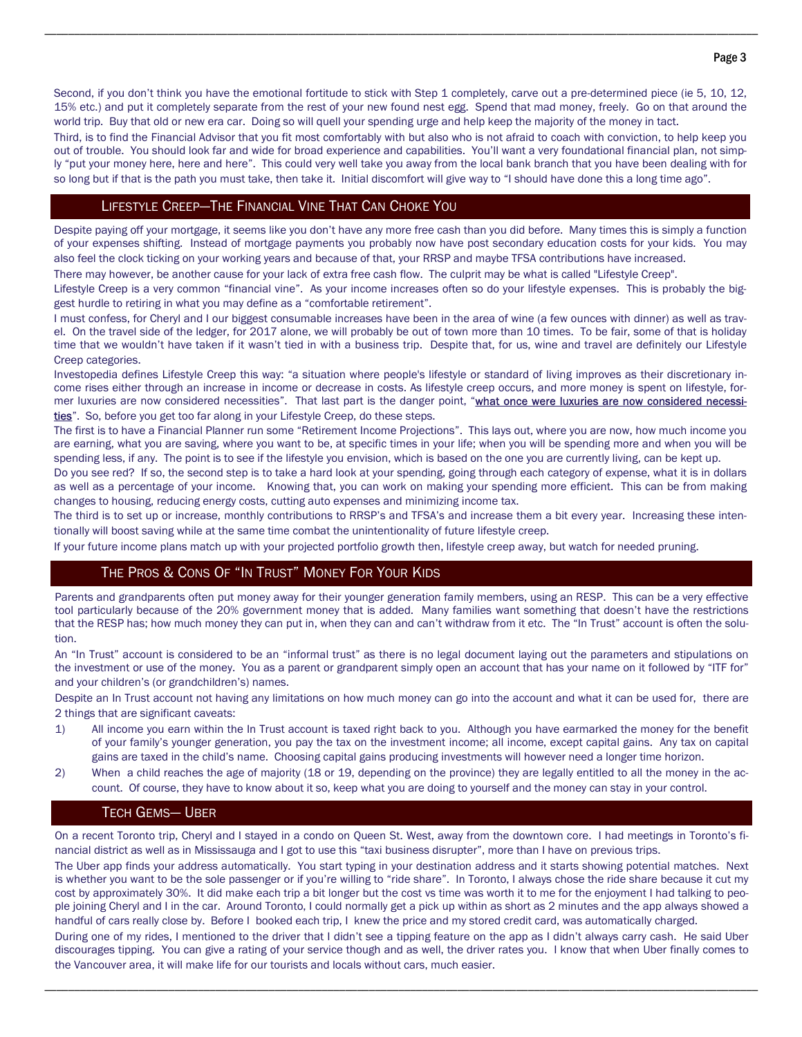Second, if you don't think you have the emotional fortitude to stick with Step 1 completely, carve out a pre-determined piece (ie 5, 10, 12, 15% etc.) and put it completely separate from the rest of your new found nest egg. Spend that mad money, freely. Go on that around the world trip. Buy that old or new era car. Doing so will quell your spending urge and help keep the majority of the money in tact.

Third, is to find the Financial Advisor that you fit most comfortably with but also who is not afraid to coach with conviction, to help keep you out of trouble. You should look far and wide for broad experience and capabilities. You'll want a very foundational financial plan, not simply "put your money here, here and here". This could very well take you away from the local bank branch that you have been dealing with for so long but if that is the path you must take, then take it. Initial discomfort will give way to "I should have done this a long time ago".

## Lifestyle Creep—The Financial Vine That Can Choke You

Despite paying off your mortgage, it seems like you don't have any more free cash than you did before. Many times this is simply a function of your expenses shifting. Instead of mortgage payments you probably now have post secondary education costs for your kids. You may also feel the clock ticking on your working years and because of that, your RRSP and maybe TFSA contributions have increased.

There may however, be another cause for your lack of extra free cash flow. The culprit may be what is called "Lifestyle Creep".

Lifestyle Creep is a very common "financial vine". As your income increases often so do your lifestyle expenses. This is probably the biggest hurdle to retiring in what you may define as a "comfortable retirement".

I must confess, for Cheryl and I our biggest consumable increases have been in the area of wine (a few ounces with dinner) as well as travel. On the travel side of the ledger, for 2017 alone, we will probably be out of town more than 10 times. To be fair, some of that is holiday time that we wouldn't have taken if it wasn't tied in with a business trip. Despite that, for us, wine and travel are definitely our Lifestyle Creep categories.

Investopedia defines Lifestyle Creep this way: "a situation where people's lifestyle or standard of living improves as their discretionary income rises either through an increase in income or decrease in costs. As lifestyle creep occurs, and more money is spent on lifestyle, former luxuries are now considered necessities". That last part is the danger point, "**what once were luxuries are now considered necessities**". So, before you get too far along in your Lifestyle Creep, do these steps.

The first is to have a Financial Planner run some "Retirement Income Projections". This lays out, where you are now, how much income you are earning, what you are saving, where you want to be, at specific times in your life; when you will be spending more and when you will be spending less, if any. The point is to see if the lifestyle you envision, which is based on the one you are currently living, can be kept up.

Do you see red? If so, the second step is to take a hard look at your spending, going through each category of expense, what it is in dollars as well as a percentage of your income. Knowing that, you can work on making your spending more efficient. This can be from making changes to housing, reducing energy costs, cutting auto expenses and minimizing income tax.

The third is to set up or increase, monthly contributions to RRSP's and TFSA's and increase them a bit every year. Increasing these intentionally will boost saving while at the same time combat the unintentionality of future lifestyle creep.

If your future income plans match up with your projected portfolio growth then, lifestyle creep away, but watch for needed pruning.

## The Pros & Cons Of "In Trust" Money For Your Kids

Parents and grandparents often put money away for their younger generation family members, using an RESP. This can be a very effective tool particularly because of the 20% government money that is added. Many families want something that doesn't have the restrictions that the RESP has; how much money they can put in, when they can and can't withdraw from it etc. The "In Trust" account is often the solution.

An "In Trust" account is considered to be an "informal trust" as there is no legal document laying out the parameters and stipulations on the investment or use of the money. You as a parent or grandparent simply open an account that has your name on it followed by "ITF for" and your children's (or grandchildren's) names.

Despite an In Trust account not having any limitations on how much money can go into the account and what it can be used for, there are 2 things that are significant caveats:

1) All income you earn within the In Trust account is taxed right back to you. Although you have earmarked the money for the benefit of your family's younger generation, you pay the tax on the investment income; all income, except capital gains. Any tax on capital gains are taxed in the child's name. Choosing capital gains producing investments will however need a longer time horizon.
2) When a child reaches the age of majority (18 or 19, depending on the province) they are legally entitled to all the money in the account. Of course, they have to know about it so, keep what you are doing to yourself and the money can stay in your control.

## Tech Gems— Uber

On a recent Toronto trip, Cheryl and I stayed in a condo on Queen St. West, away from the downtown core. I had meetings in Toronto's financial district as well as in Mississauga and I got to use this "taxi business disrupter", more than I have on previous trips.

The Uber app finds your address automatically. You start typing in your destination address and it starts showing potential matches. Next is whether you want to be the sole passenger or if you're willing to "ride share". In Toronto, I always chose the ride share because it cut my cost by approximately 30%. It did make each trip a bit longer but the cost vs time was worth it to me for the enjoyment I had talking to people joining Cheryl and I in the car. Around Toronto, I could normally get a pick up within as short as 2 minutes and the app always showed a handful of cars really close by. Before I booked each trip, I knew the price and my stored credit card, was automatically charged.

During one of my rides, I mentioned to the driver that I didn't see a tipping feature on the app as I didn't always carry cash. He said Uber discourages tipping. You can give a rating of your service though and as well, the driver rates you. I know that when Uber finally comes to the Vancouver area, it will make life for our tourists and locals without cars, much easier.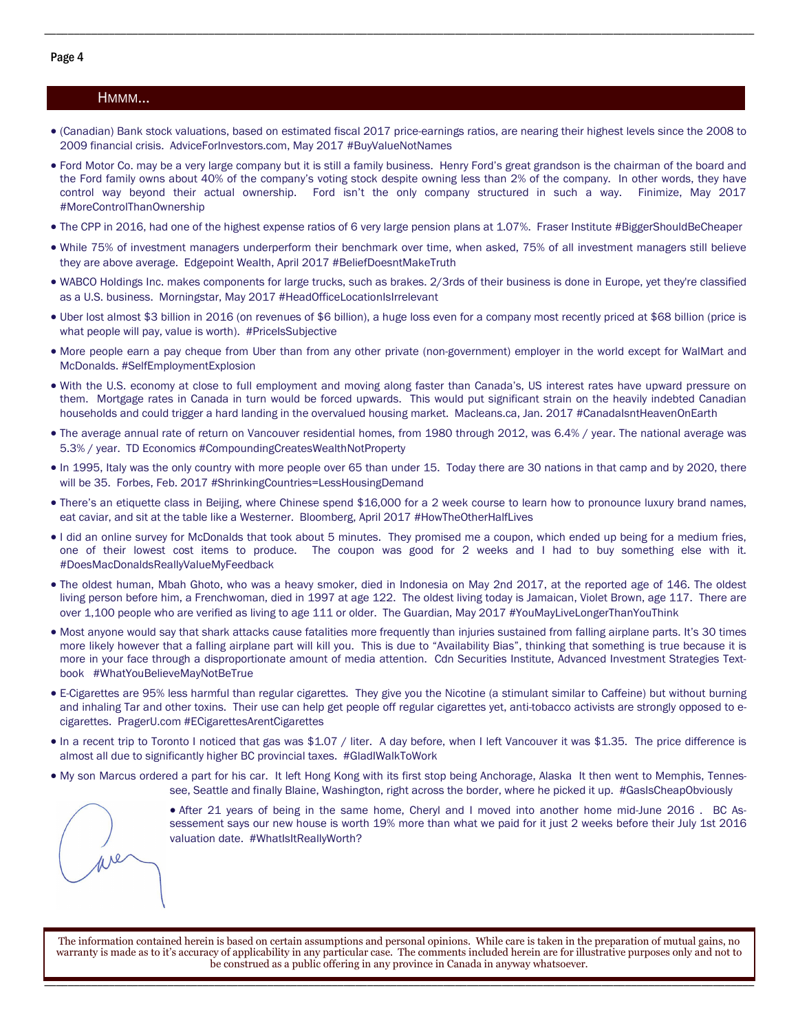## Hmmm…

- (Canadian) Bank stock valuations, based on estimated fiscal 2017 price-earnings ratios, are nearing their highest levels since the 2008 to 2009 financial crisis. AdviceForInvestors.com, May 2017 #BuyValueNotNames
- Ford Motor Co. may be a very large company but it is still a family business. Henry Ford's great grandson is the chairman of the board and the Ford family owns about 40% of the company's voting stock despite owning less than 2% of the company. In other words, they have control way beyond their actual ownership. Ford isn't the only company structured in such a way. Finimize, May 2017 #MoreControlThanOwnership
- The CPP in 2016, had one of the highest expense ratios of 6 very large pension plans at 1.07%. Fraser Institute #BiggerShouldBeCheaper
- While 75% of investment managers underperform their benchmark over time, when asked, 75% of all investment managers still believe they are above average. Edgepoint Wealth, April 2017 #BeliefDoesntMakeTruth
- WABCO Holdings Inc. makes components for large trucks, such as brakes. 2/3rds of their business is done in Europe, yet they're classified as a U.S. business. Morningstar, May 2017 #HeadOfficeLocationIsIrrelevant
- Uber lost almost $3 billion in 2016 (on revenues of $6 billion), a huge loss even for a company most recently priced at $68 billion (price is what people will pay, value is worth). #PriceIsSubjective
- More people earn a pay cheque from Uber than from any other private (non-government) employer in the world except for WalMart and McDonalds. #SelfEmploymentExplosion
- With the U.S. economy at close to full employment and moving along faster than Canada's, US interest rates have upward pressure on them. Mortgage rates in Canada in turn would be forced upwards. This would put significant strain on the heavily indebted Canadian households and could trigger a hard landing in the overvalued housing market. Macleans.ca, Jan. 2017 #CanadaIsntHeavenOnEarth
- The average annual rate of return on Vancouver residential homes, from 1980 through 2012, was 6.4% / year. The national average was 5.3% / year. TD Economics #CompoundingCreatesWealthNotProperty
- In 1995, Italy was the only country with more people over 65 than under 15. Today there are 30 nations in that camp and by 2020, there will be 35. Forbes, Feb. 2017 #ShrinkingCountries=LessHousingDemand
- There's an etiquette class in Beijing, where Chinese spend $16,000 for a 2 week course to learn how to pronounce luxury brand names, eat caviar, and sit at the table like a Westerner. Bloomberg, April 2017 #HowTheOtherHalfLives
- I did an online survey for McDonalds that took about 5 minutes. They promised me a coupon, which ended up being for a medium fries, one of their lowest cost items to produce. The coupon was good for 2 weeks and I had to buy something else with it. #DoesMacDonaldsReallyValueMyFeedback
- The oldest human, Mbah Ghoto, who was a heavy smoker, died in Indonesia on May 2nd 2017, at the reported age of 146. The oldest living person before him, a Frenchwoman, died in 1997 at age 122. The oldest living today is Jamaican, Violet Brown, age 117. There are over 1,100 people who are verified as living to age 111 or older. The Guardian, May 2017 #YouMayLiveLongerThanYouThink
- Most anyone would say that shark attacks cause fatalities more frequently than injuries sustained from falling airplane parts. It's 30 times more likely however that a falling airplane part will kill you. This is due to "Availability Bias", thinking that something is true because it is more in your face through a disproportionate amount of media attention. Cdn Securities Institute, Advanced Investment Strategies Text-book #WhatYouBelieveMayNotBeTrue
- E-Cigarettes are 95% less harmful than regular cigarettes. They give you the Nicotine (a stimulant similar to Caffeine) but without burning and inhaling Tar and other toxins. Their use can help get people off regular cigarettes yet, anti-tobacco activists are strongly opposed to e-cigarettes. PragerU.com #ECigarettesArentCigarettes
- In a recent trip to Toronto I noticed that gas was $1.07 / liter. A day before, when I left Vancouver it was $1.35. The price difference is almost all due to significantly higher BC provincial taxes. #GladIWalkToWork
- My son Marcus ordered a part for his car. It left Hong Kong with its first stop being Anchorage, Alaska It then went to Memphis, Tennessee, Seattle and finally Blaine, Washington, right across the border, where he picked it up. #GasIsCheapObviously
- After 21 years of being in the same home, Cheryl and I moved into another home mid-June 2016 . BC Assessement says our new house is worth 19% more than what we paid for it just 2 weeks before their July 1st 2016 valuation date. #WhatIsItReallyWorth?

The information contained herein is based on certain assumptions and personal opinions. While care is taken in the preparation of mutual gains, no warranty is made as to it's accuracy of applicability in any particular case. The comments included herein are for illustrative purposes only and not to be construed as a public offering in any province in Canada in anyway whatsoever.